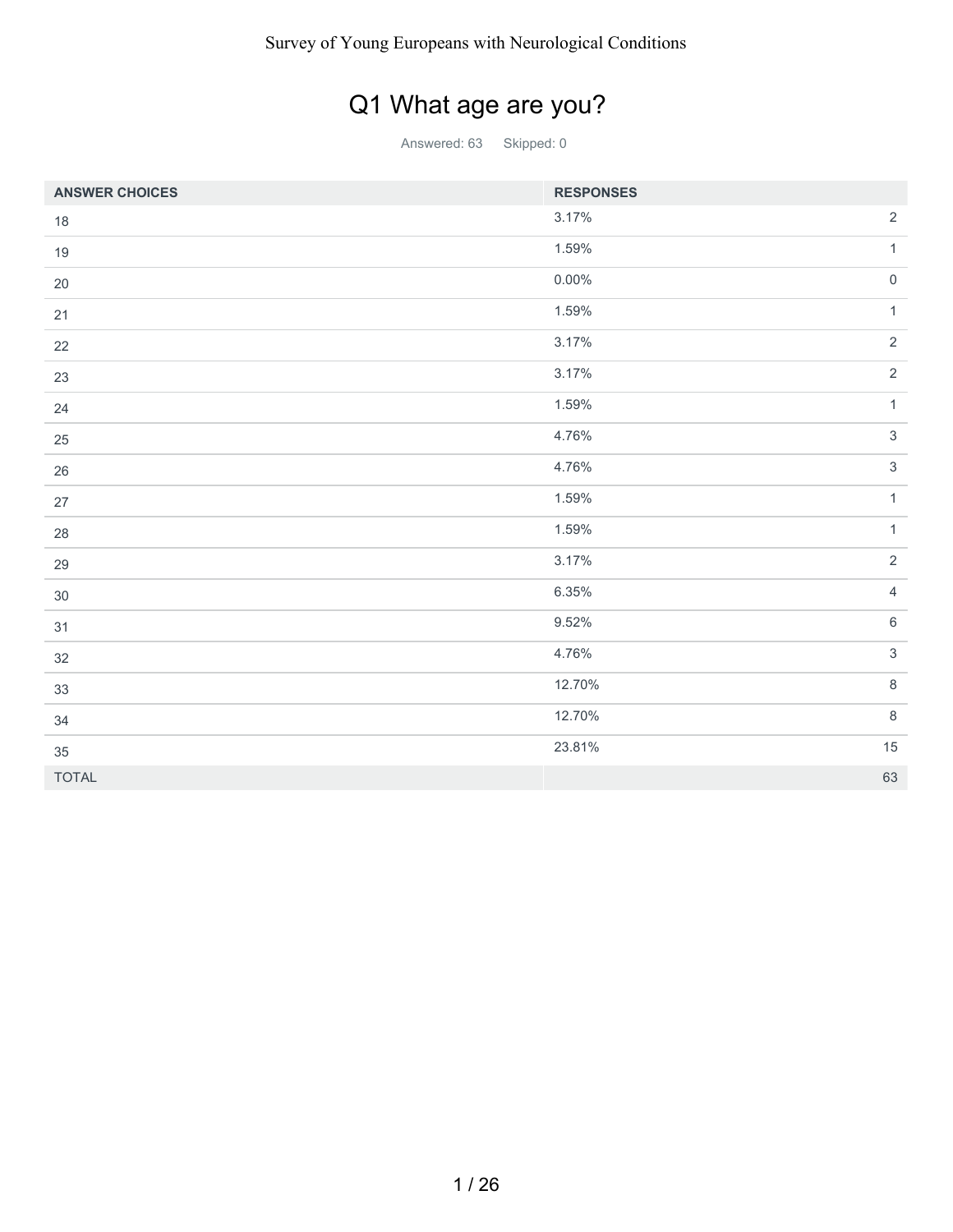# Q1 What age are you?

Answered: 63 Skipped: 0

| ANSWER CHOICES | RESPONSES | |
|---|---|---|
| 18 | 3.17% | 2 |
| 19 | 1.59% | 1 |
| 20 | 0.00% | 0 |
| 21 | 1.59% | 1 |
| 22 | 3.17% | 2 |
| 23 | 3.17% | 2 |
| 24 | 1.59% | 1 |
| 25 | 4.76% | 3 |
| 26 | 4.76% | 3 |
| 27 | 1.59% | 1 |
| 28 | 1.59% | 1 |
| 29 | 3.17% | 2 |
| 30 | 6.35% | 4 |
| 31 | 9.52% | 6 |
| 32 | 4.76% | 3 |
| 33 | 12.70% | 8 |
| 34 | 12.70% | 8 |
| 35 | 23.81% | 15 |
| TOTAL | | 63 |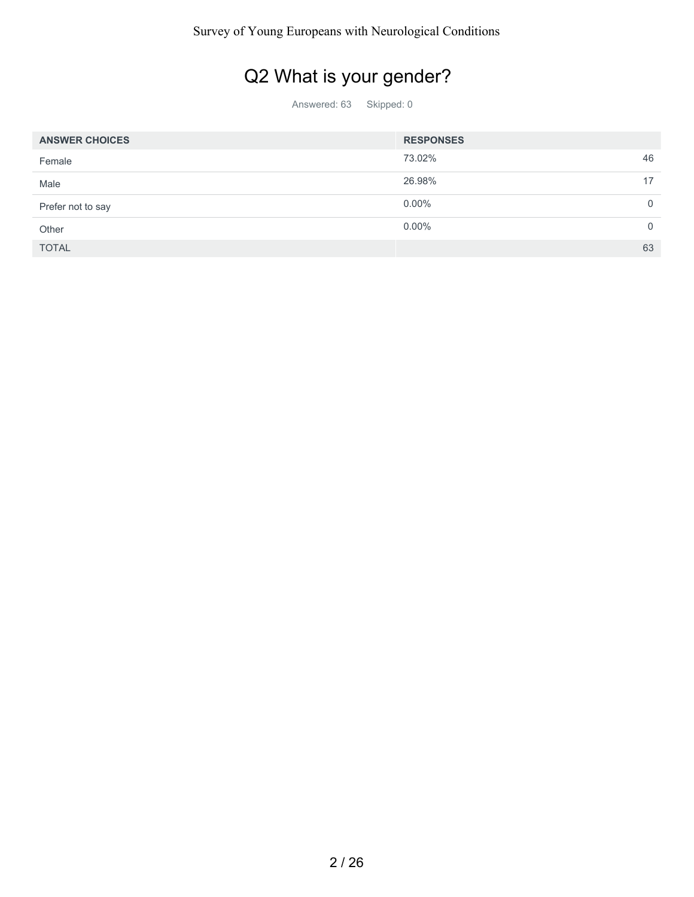# Q2 What is your gender?

Answered: 63 Skipped: 0

| ANSWER CHOICES | RESPONSES | |
|---|---|---|
| Female | 73.02% | 46 |
| Male | 26.98% | 17 |
| Prefer not to say | 0.00% | 0 |
| Other | 0.00% | 0 |
| TOTAL | | 63 |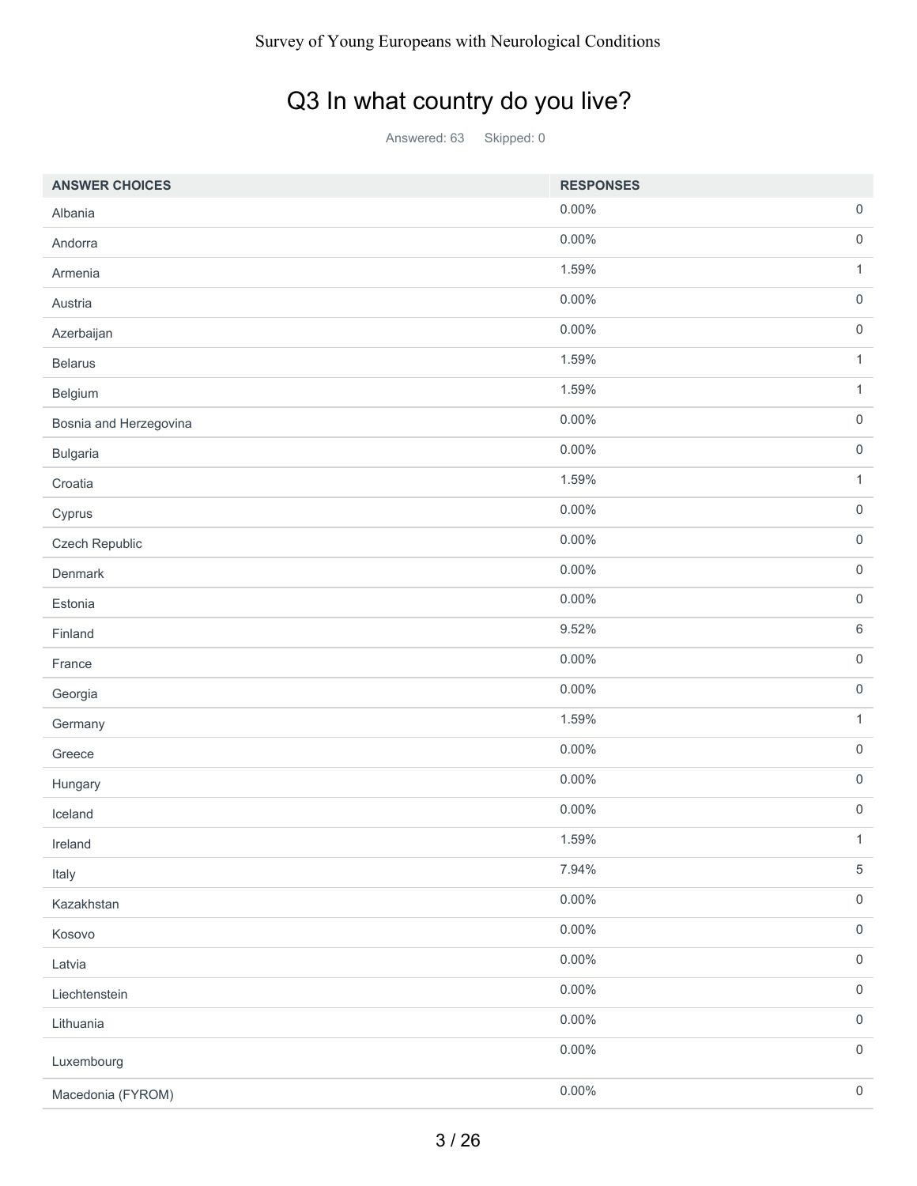## Q3 In what country do you live?

Answered: 63 Skipped: 0

| ANSWER CHOICES | RESPONSES | |
|---|---|---|
| Albania | 0.00% | 0 |
| Andorra | 0.00% | 0 |
| Armenia | 1.59% | 1 |
| Austria | 0.00% | 0 |
| Azerbaijan | 0.00% | 0 |
| Belarus | 1.59% | 1 |
| Belgium | 1.59% | 1 |
| Bosnia and Herzegovina | 0.00% | 0 |
| Bulgaria | 0.00% | 0 |
| Croatia | 1.59% | 1 |
| Cyprus | 0.00% | 0 |
| Czech Republic | 0.00% | 0 |
| Denmark | 0.00% | 0 |
| Estonia | 0.00% | 0 |
| Finland | 9.52% | 6 |
| France | 0.00% | 0 |
| Georgia | 0.00% | 0 |
| Germany | 1.59% | 1 |
| Greece | 0.00% | 0 |
| Hungary | 0.00% | 0 |
| Iceland | 0.00% | 0 |
| Ireland | 1.59% | 1 |
| Italy | 7.94% | 5 |
| Kazakhstan | 0.00% | 0 |
| Kosovo | 0.00% | 0 |
| Latvia | 0.00% | 0 |
| Liechtenstein | 0.00% | 0 |
| Lithuania | 0.00% | 0 |
| Luxembourg | 0.00% | 0 |
| Macedonia (FYROM) | 0.00% | 0 |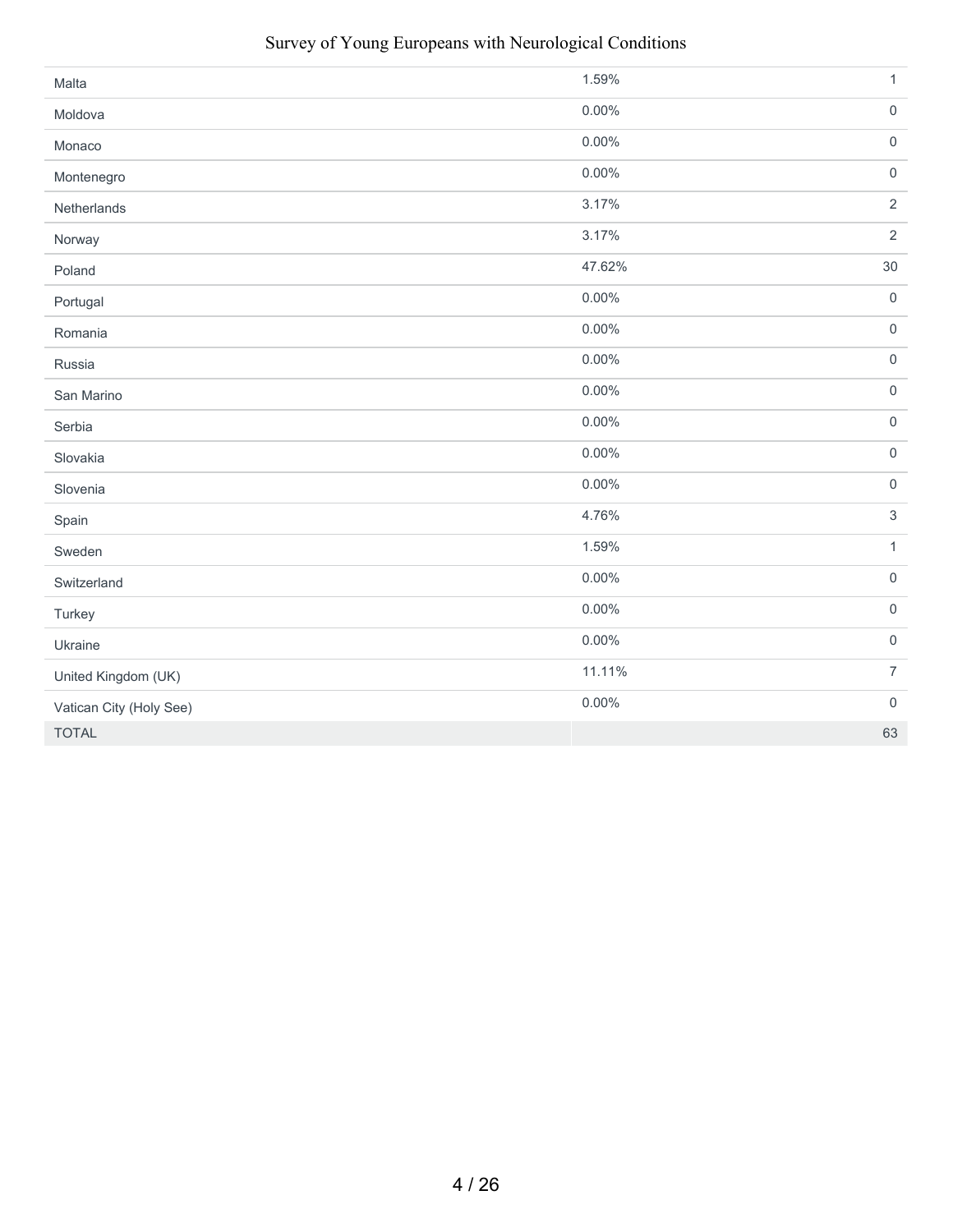| | | |
|---|---|---|
| Malta | 1.59% | 1 |
| Moldova | 0.00% | 0 |
| Monaco | 0.00% | 0 |
| Montenegro | 0.00% | 0 |
| Netherlands | 3.17% | 2 |
| Norway | 3.17% | 2 |
| Poland | 47.62% | 30 |
| Portugal | 0.00% | 0 |
| Romania | 0.00% | 0 |
| Russia | 0.00% | 0 |
| San Marino | 0.00% | 0 |
| Serbia | 0.00% | 0 |
| Slovakia | 0.00% | 0 |
| Slovenia | 0.00% | 0 |
| Spain | 4.76% | 3 |
| Sweden | 1.59% | 1 |
| Switzerland | 0.00% | 0 |
| Turkey | 0.00% | 0 |
| Ukraine | 0.00% | 0 |
| United Kingdom (UK) | 11.11% | 7 |
| Vatican City (Holy See) | 0.00% | 0 |
| TOTAL | | 63 |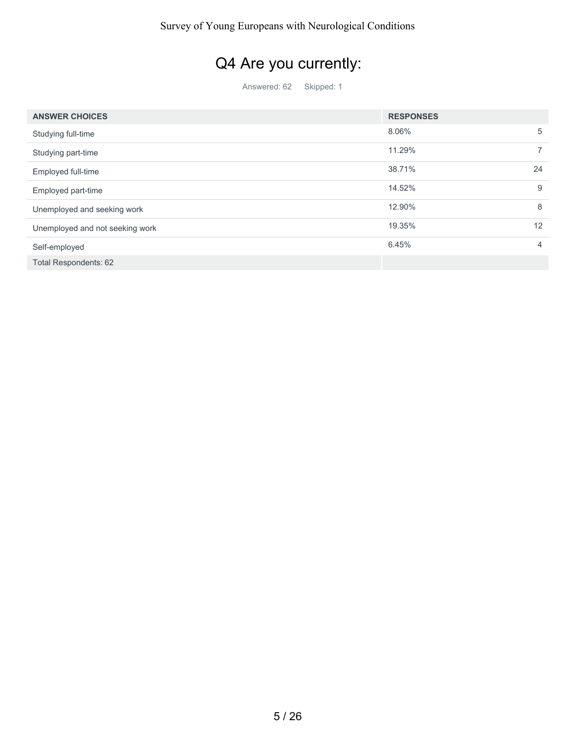# Q4 Are you currently:

Answered: 62 Skipped: 1

| ANSWER CHOICES | RESPONSES | |
|---|---|---|
| Studying full-time | 8.06% | 5 |
| Studying part-time | 11.29% | 7 |
| Employed full-time | 38.71% | 24 |
| Employed part-time | 14.52% | 9 |
| Unemployed and seeking work | 12.90% | 8 |
| Unemployed and not seeking work | 19.35% | 12 |
| Self-employed | 6.45% | 4 |
| Total Respondents: 62 | | |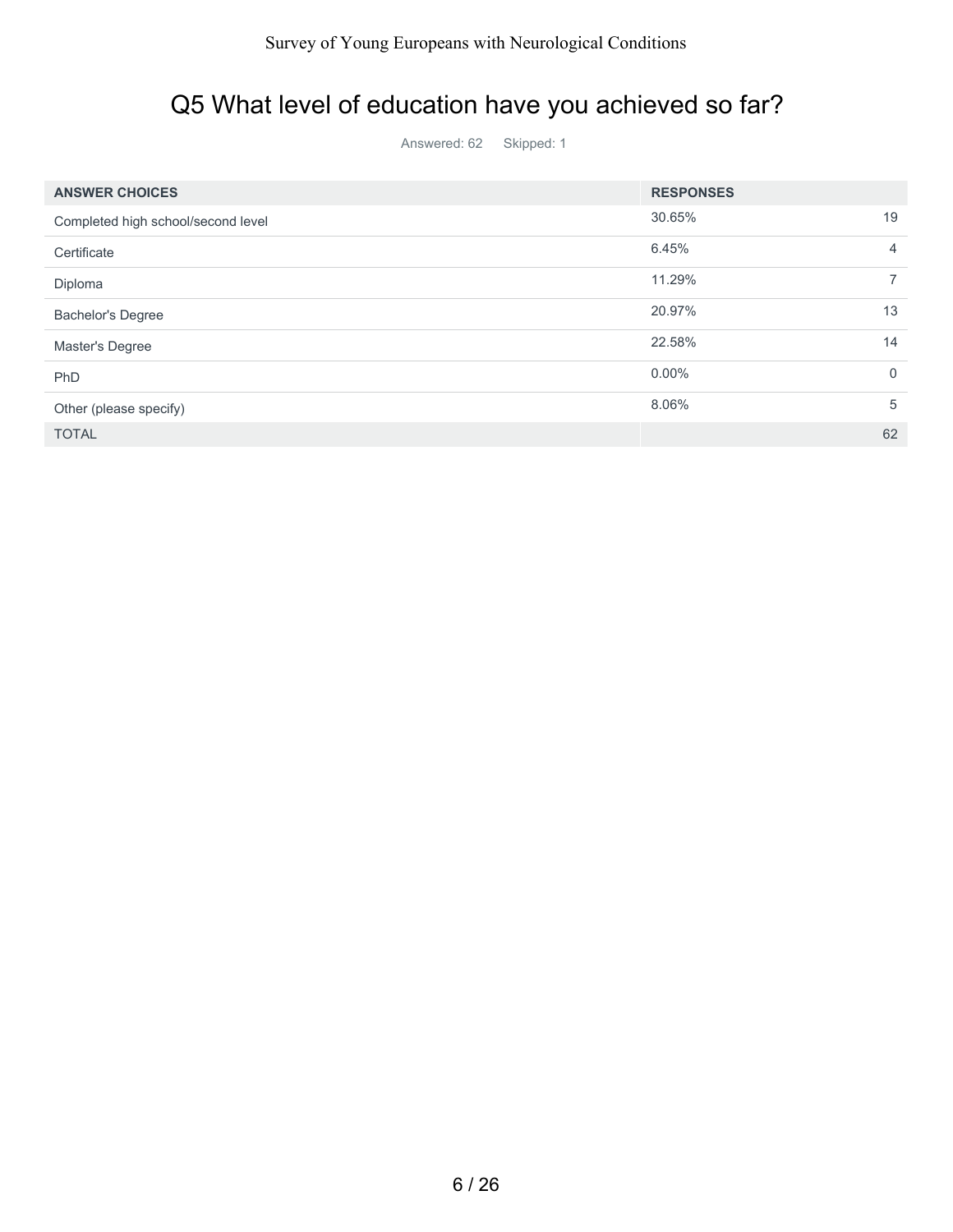## Q5 What level of education have you achieved so far?

Answered: 62  Skipped: 1

| ANSWER CHOICES | RESPONSES | |
|---|---|---|
| Completed high school/second level | 30.65% | 19 |
| Certificate | 6.45% | 4 |
| Diploma | 11.29% | 7 |
| Bachelor's Degree | 20.97% | 13 |
| Master's Degree | 22.58% | 14 |
| PhD | 0.00% | 0 |
| Other (please specify) | 8.06% | 5 |
| TOTAL | | 62 |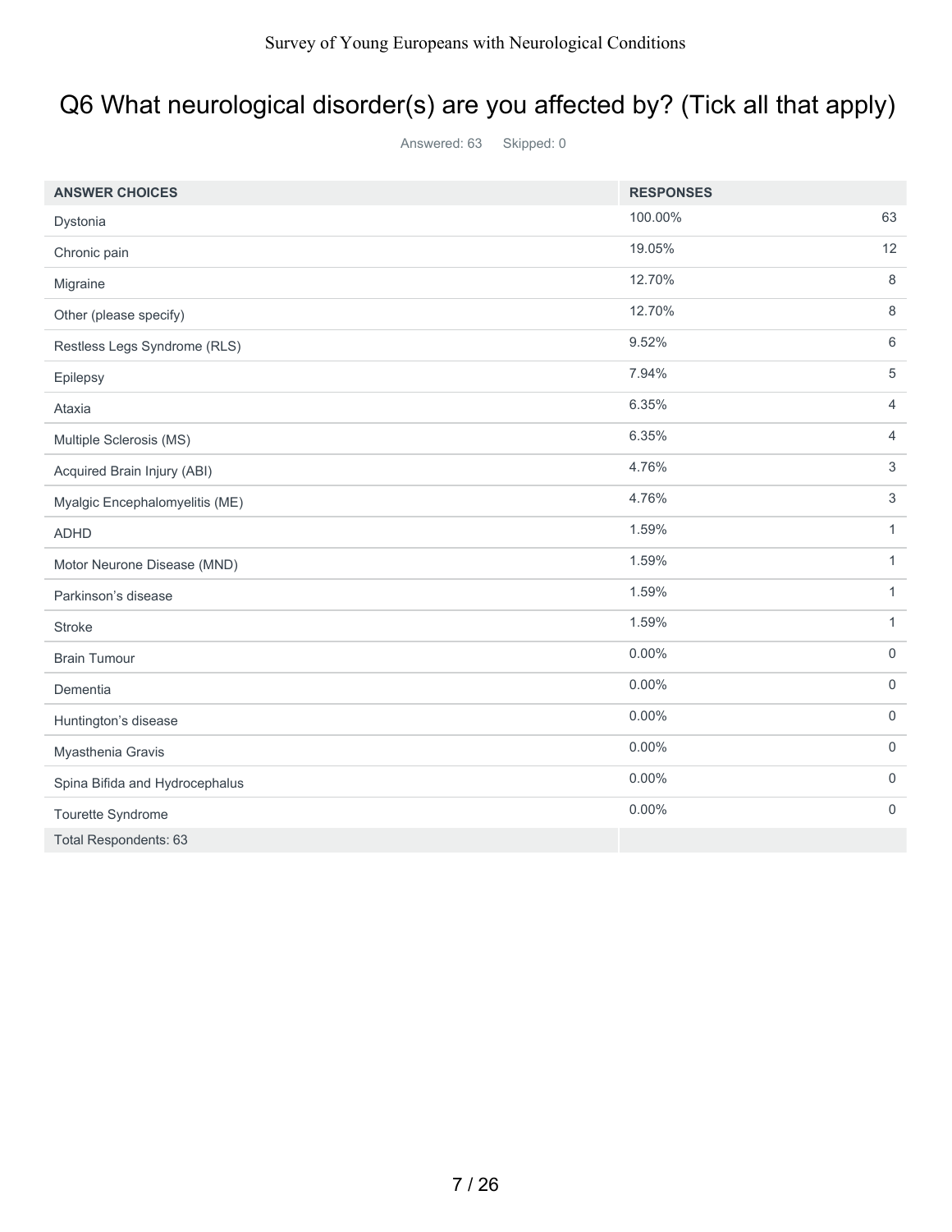# Q6 What neurological disorder(s) are you affected by? (Tick all that apply)

Answered: 63 Skipped: 0

| ANSWER CHOICES | RESPONSES | |
|---|---|---|
| Dystonia | 100.00% | 63 |
| Chronic pain | 19.05% | 12 |
| Migraine | 12.70% | 8 |
| Other (please specify) | 12.70% | 8 |
| Restless Legs Syndrome (RLS) | 9.52% | 6 |
| Epilepsy | 7.94% | 5 |
| Ataxia | 6.35% | 4 |
| Multiple Sclerosis (MS) | 6.35% | 4 |
| Acquired Brain Injury (ABI) | 4.76% | 3 |
| Myalgic Encephalomyelitis (ME) | 4.76% | 3 |
| ADHD | 1.59% | 1 |
| Motor Neurone Disease (MND) | 1.59% | 1 |
| Parkinson's disease | 1.59% | 1 |
| Stroke | 1.59% | 1 |
| Brain Tumour | 0.00% | 0 |
| Dementia | 0.00% | 0 |
| Huntington's disease | 0.00% | 0 |
| Myasthenia Gravis | 0.00% | 0 |
| Spina Bifida and Hydrocephalus | 0.00% | 0 |
| Tourette Syndrome | 0.00% | 0 |
| Total Respondents: 63 | | |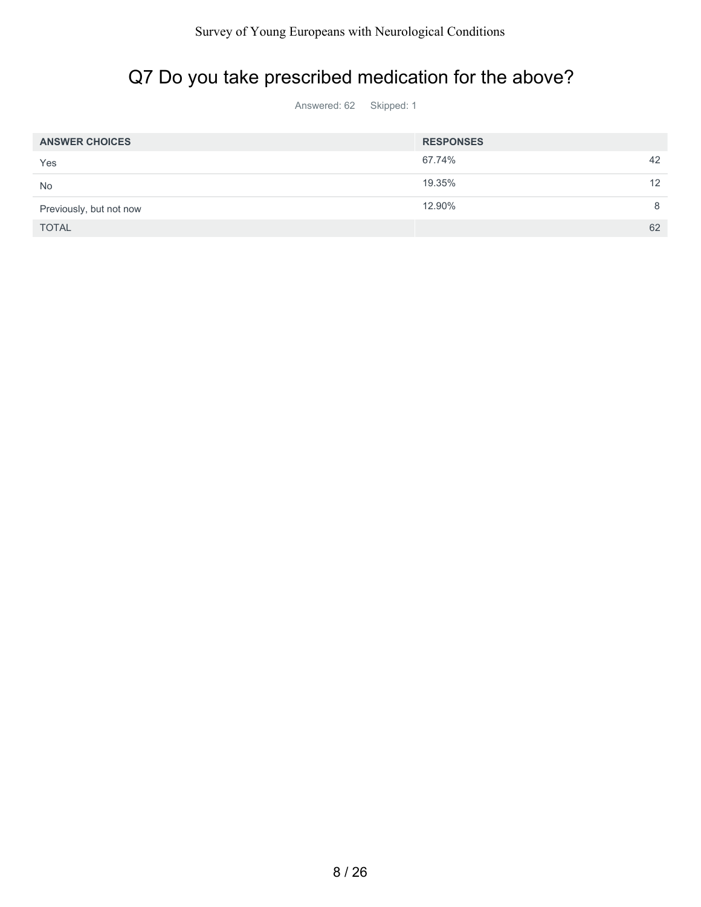## Q7 Do you take prescribed medication for the above?

Answered: 62 Skipped: 1

| ANSWER CHOICES | RESPONSES | |
|---|---|---|
| Yes | 67.74% | 42 |
| No | 19.35% | 12 |
| Previously, but not now | 12.90% | 8 |
| TOTAL | | 62 |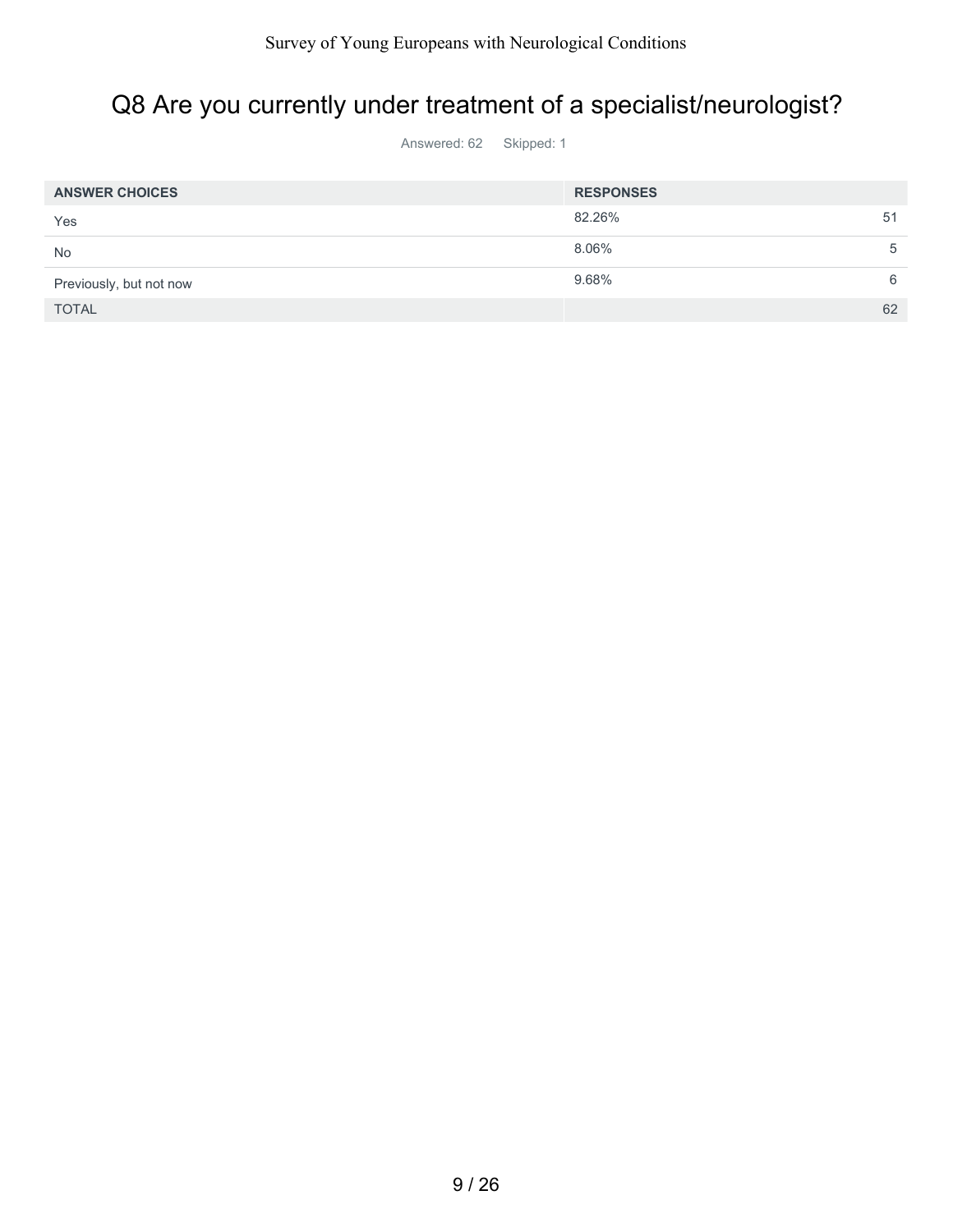# Q8 Are you currently under treatment of a specialist/neurologist?

Answered: 62 Skipped: 1

| ANSWER CHOICES | RESPONSES | |
|---|---|---|
| Yes | 82.26% | 51 |
| No | 8.06% | 5 |
| Previously, but not now | 9.68% | 6 |
| TOTAL | | 62 |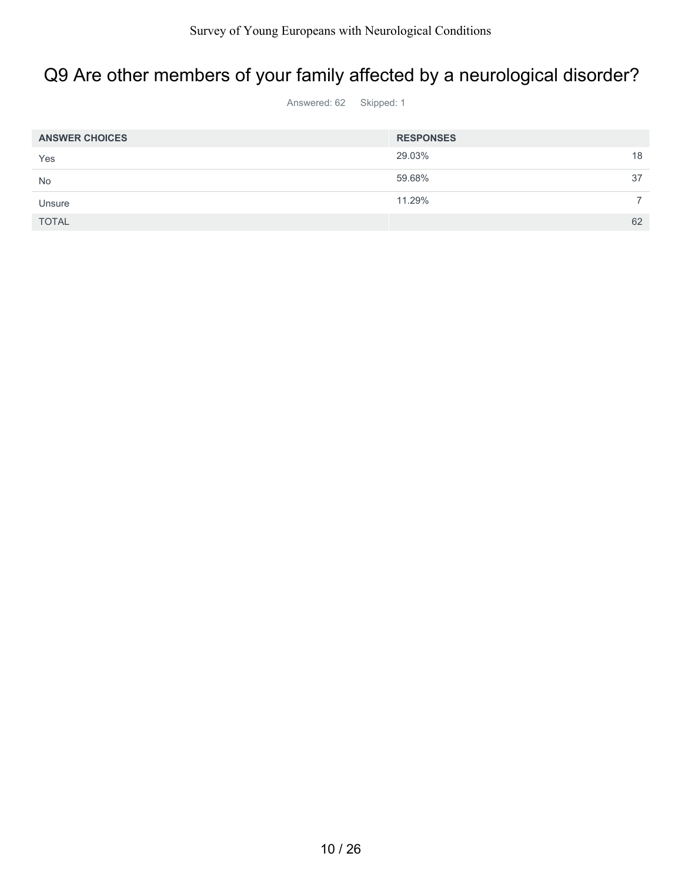# Q9 Are other members of your family affected by a neurological disorder?

Answered: 62 Skipped: 1

| ANSWER CHOICES | RESPONSES | |
|---|---|---|
| Yes | 29.03% | 18 |
| No | 59.68% | 37 |
| Unsure | 11.29% | 7 |
| TOTAL | | 62 |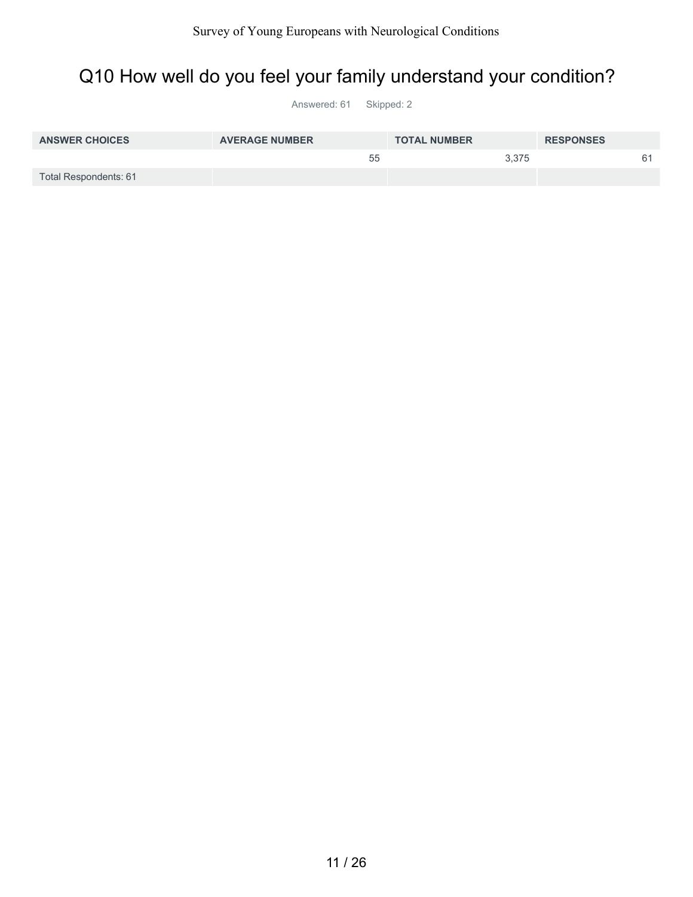## Q10 How well do you feel your family understand your condition?

Answered: 61  Skipped: 2

| ANSWER CHOICES | AVERAGE NUMBER | TOTAL NUMBER | RESPONSES |
|---|---|---|---|
| | 55 | 3,375 | 61 |
| Total Respondents: 61 | | | |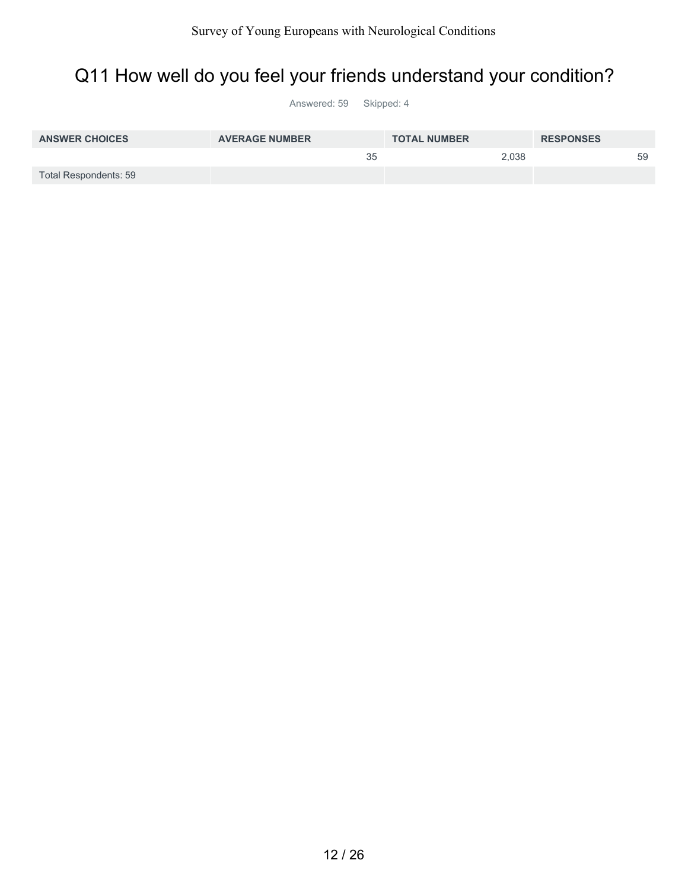# Q11 How well do you feel your friends understand your condition?

Answered: 59 Skipped: 4

| ANSWER CHOICES | AVERAGE NUMBER | TOTAL NUMBER | RESPONSES |
| --- | --- | --- | --- |
| | 35 | 2,038 | 59 |
| Total Respondents: 59 | | | |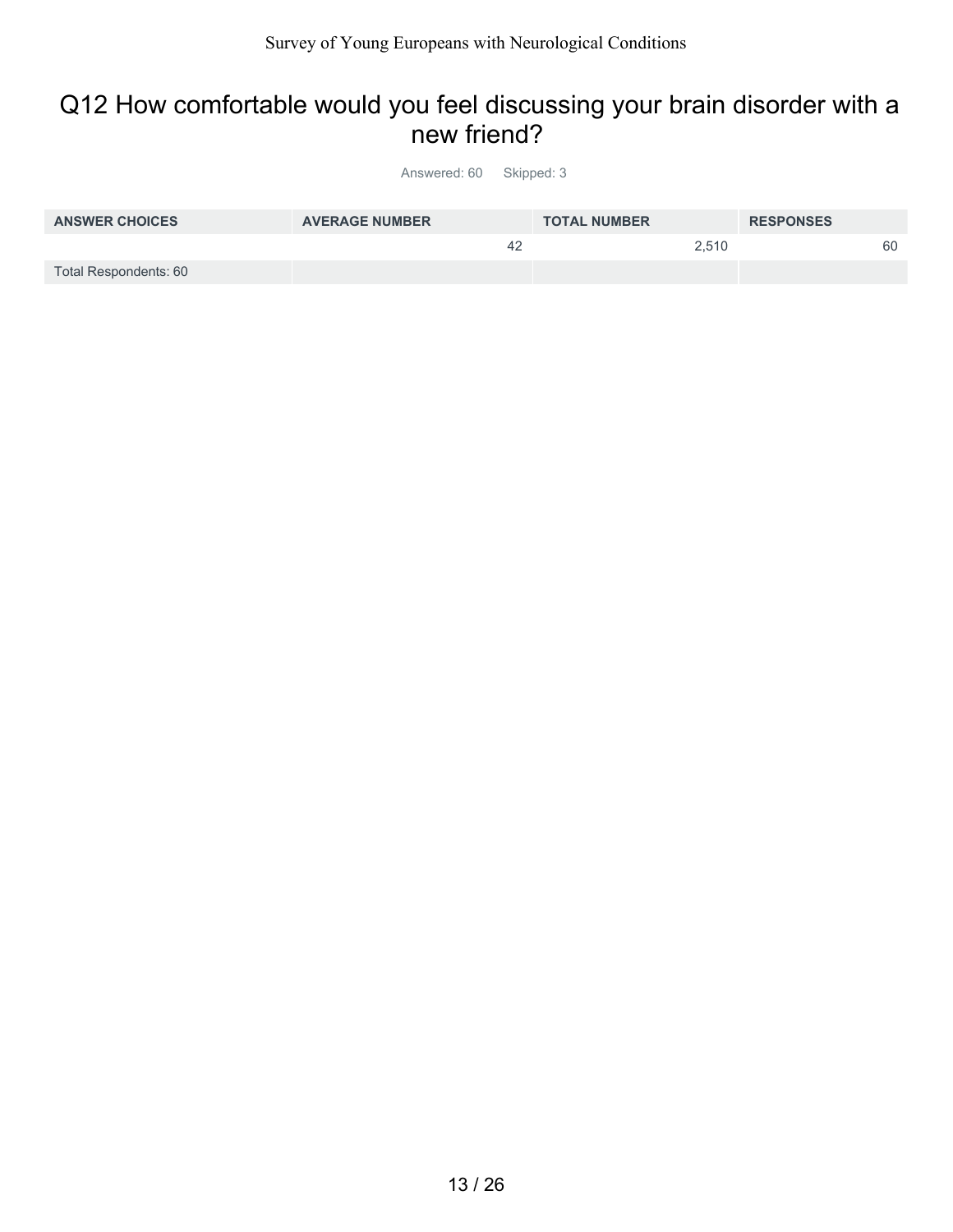## Q12 How comfortable would you feel discussing your brain disorder with a new friend?

Answered: 60 Skipped: 3

| ANSWER CHOICES | AVERAGE NUMBER | TOTAL NUMBER | RESPONSES |
|---|---|---|---|
| | 42 | 2,510 | 60 |
| Total Respondents: 60 | | | |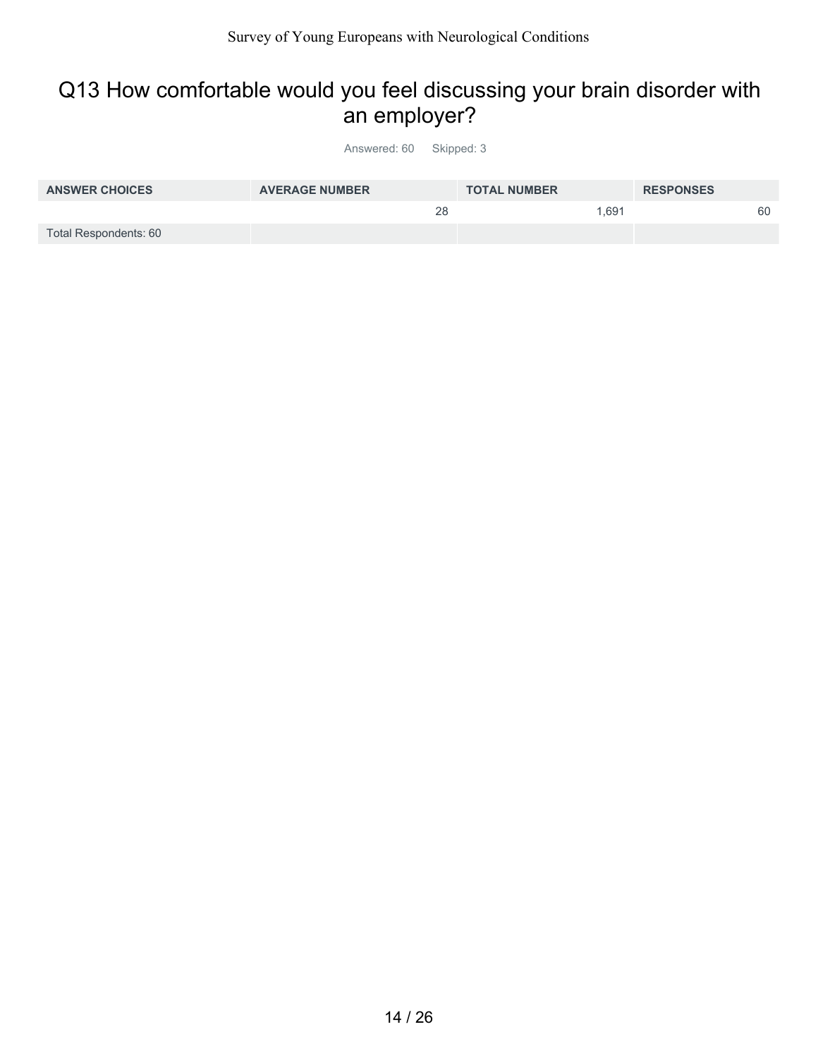## Q13 How comfortable would you feel discussing your brain disorder with an employer?

Answered: 60    Skipped: 3

| ANSWER CHOICES | AVERAGE NUMBER | TOTAL NUMBER | RESPONSES |
|---|---|---|---|
| | 28 | 1,691 | 60 |
| Total Respondents: 60 | | | |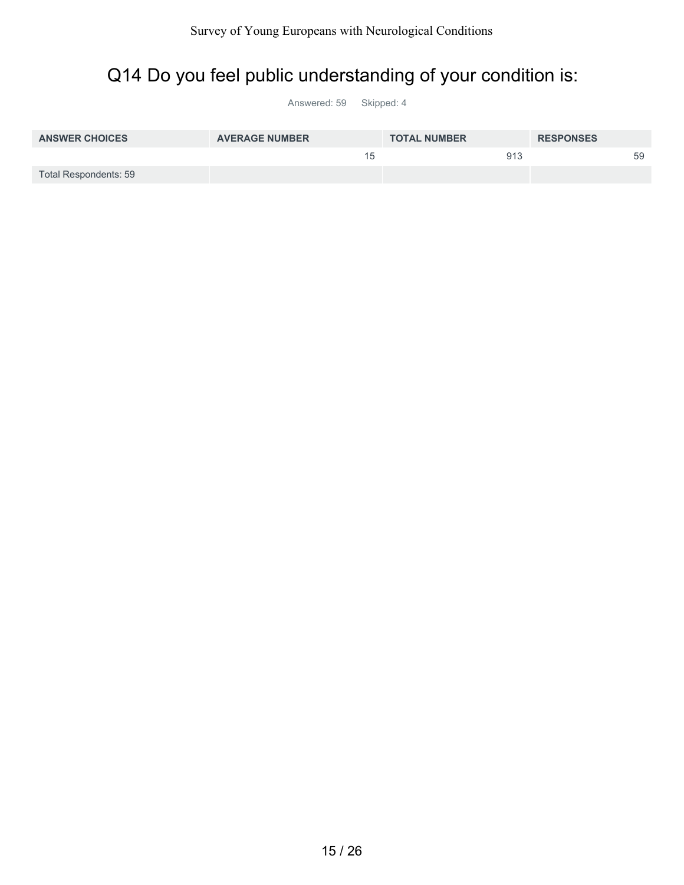# Q14 Do you feel public understanding of your condition is:

Answered: 59 Skipped: 4

| ANSWER CHOICES | AVERAGE NUMBER | TOTAL NUMBER | RESPONSES |
| --- | --- | --- | --- |
| | 15 | 913 | 59 |
| Total Respondents: 59 | | | |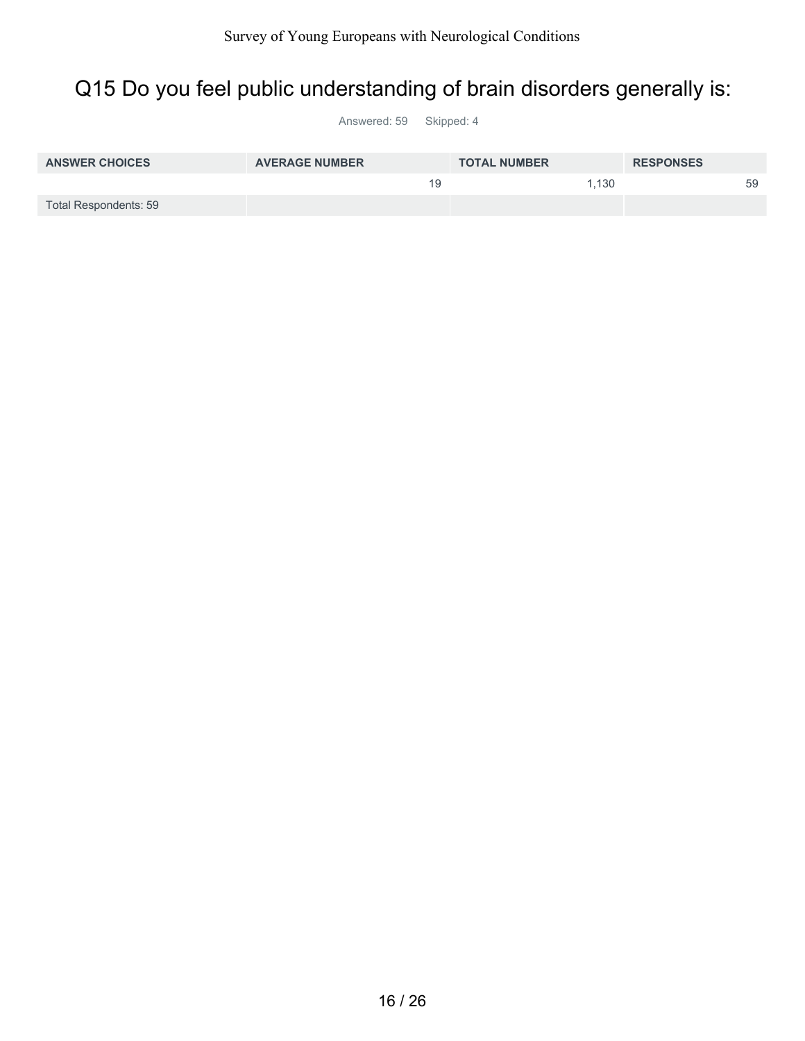# Q15 Do you feel public understanding of brain disorders generally is:

Answered: 59 Skipped: 4

| ANSWER CHOICES | AVERAGE NUMBER | TOTAL NUMBER | RESPONSES |
|---|---|---|---|
| | 19 | 1,130 | 59 |
| Total Respondents: 59 | | | |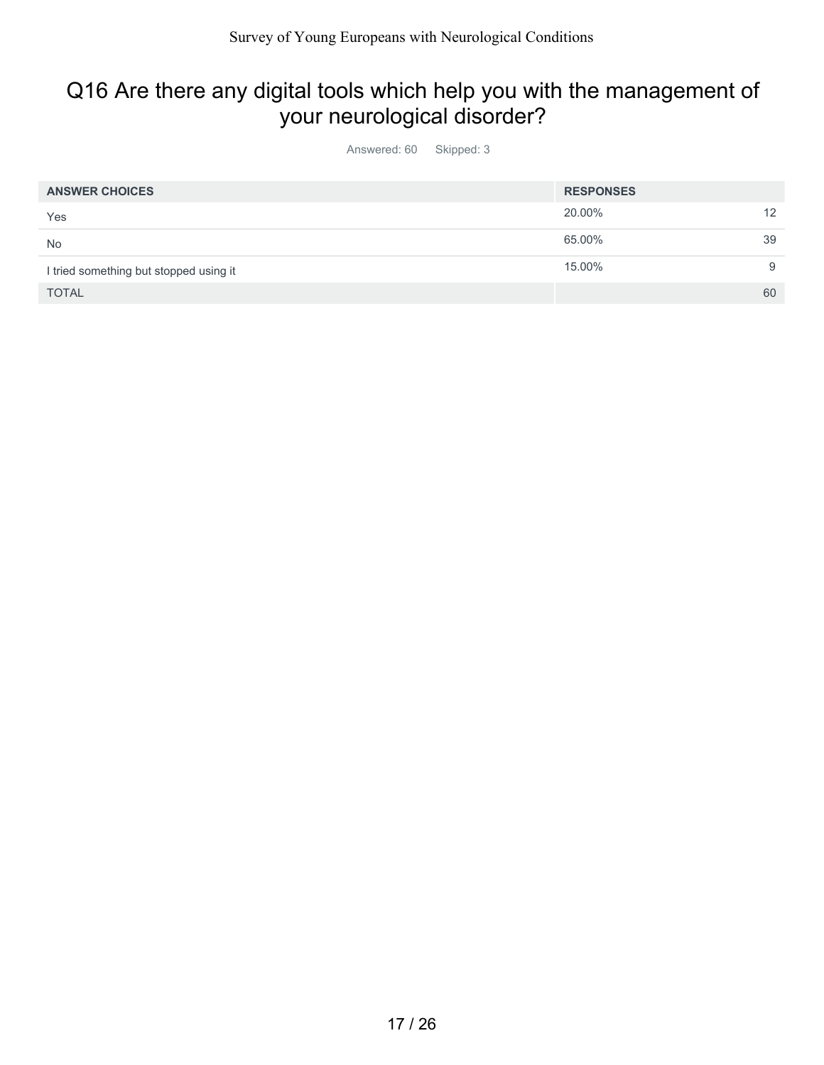# Q16 Are there any digital tools which help you with the management of your neurological disorder?

Answered: 60 Skipped: 3

| ANSWER CHOICES | RESPONSES | |
|---|---|---|
| Yes | 20.00% | 12 |
| No | 65.00% | 39 |
| I tried something but stopped using it | 15.00% | 9 |
| TOTAL | | 60 |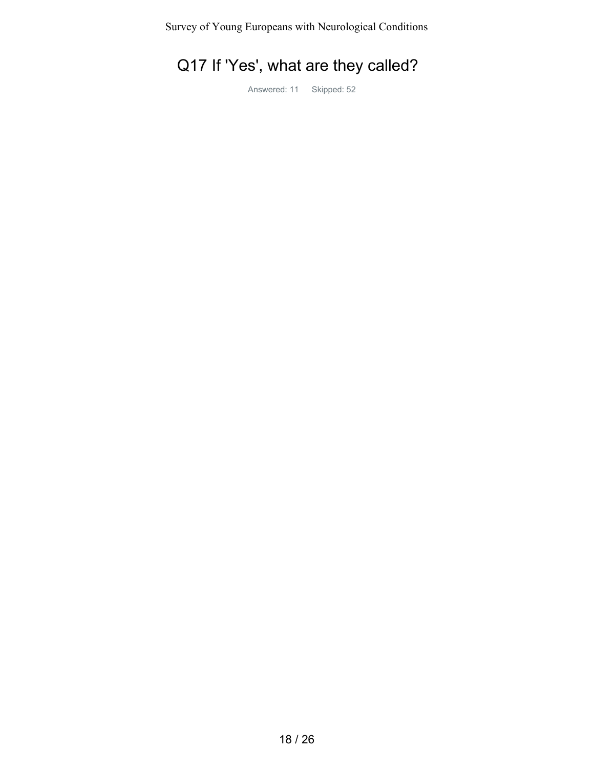# Q17 If 'Yes', what are they called?

Answered: 11 Skipped: 52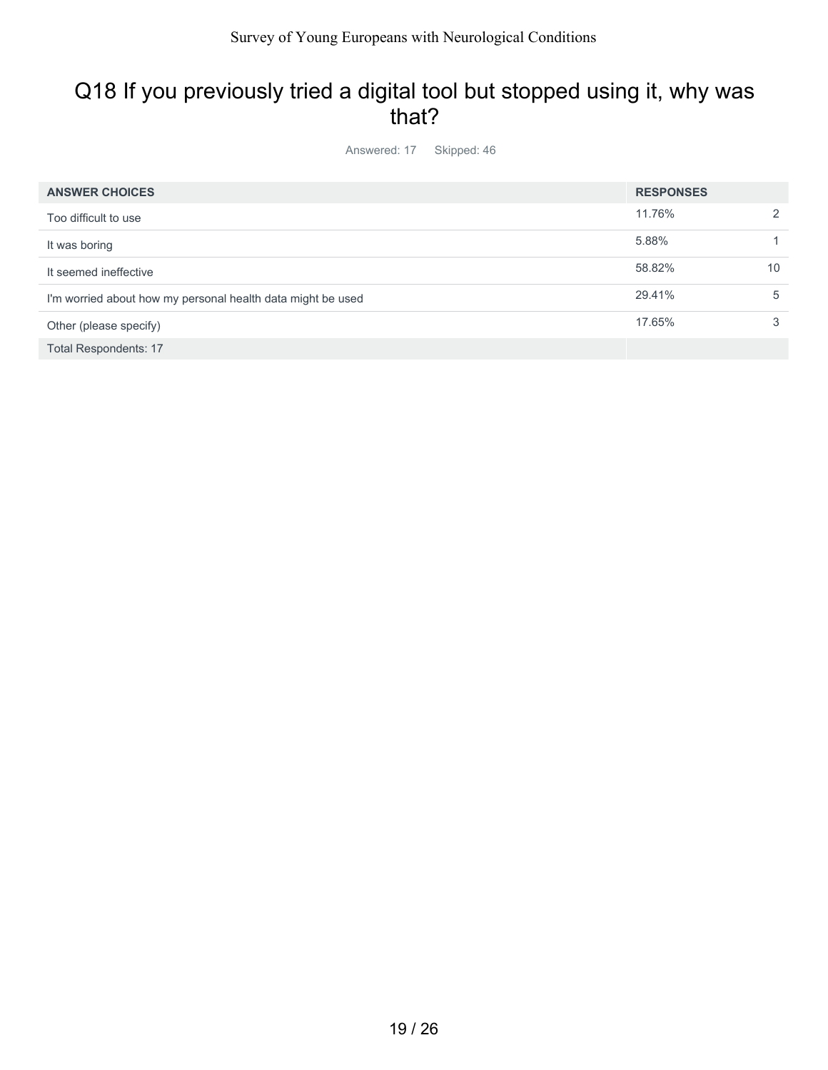## Q18 If you previously tried a digital tool but stopped using it, why was that?

Answered: 17 Skipped: 46

| ANSWER CHOICES | RESPONSES | |
|---|---|---|
| Too difficult to use | 11.76% | 2 |
| It was boring | 5.88% | 1 |
| It seemed ineffective | 58.82% | 10 |
| I'm worried about how my personal health data might be used | 29.41% | 5 |
| Other (please specify) | 17.65% | 3 |
| Total Respondents: 17 | | |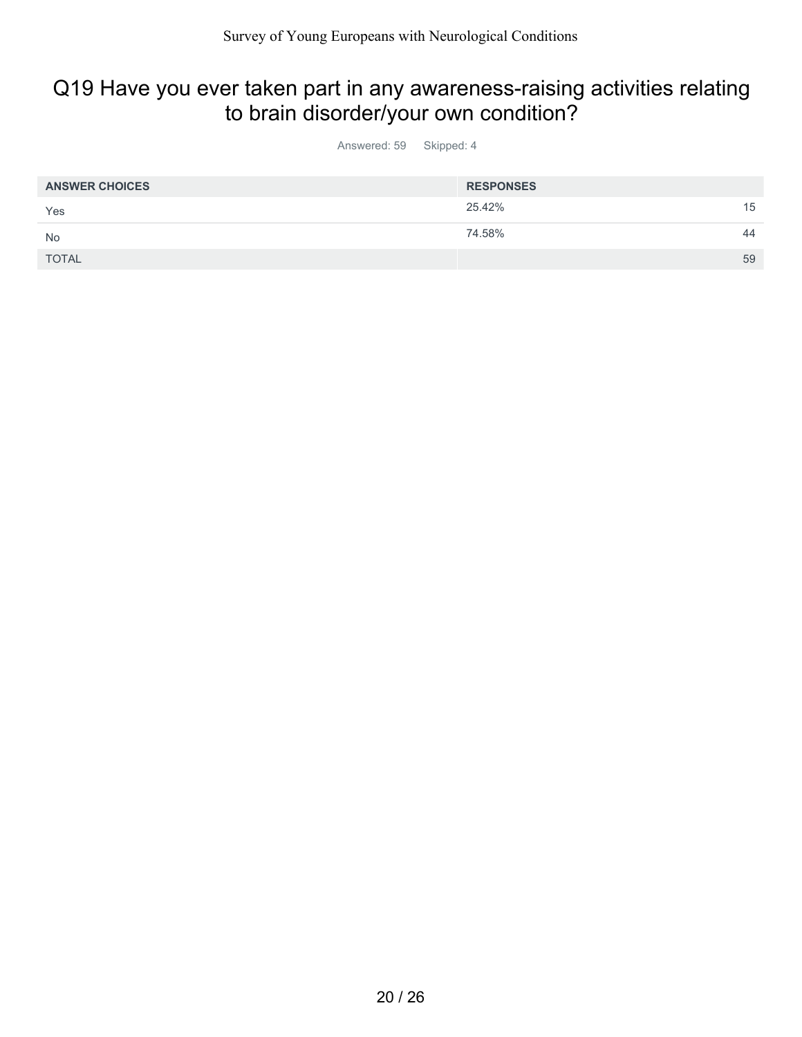## Q19 Have you ever taken part in any awareness-raising activities relating to brain disorder/your own condition?

Answered: 59 Skipped: 4

| ANSWER CHOICES | RESPONSES | |
|---|---|---|
| Yes | 25.42% | 15 |
| No | 74.58% | 44 |
| TOTAL | | 59 |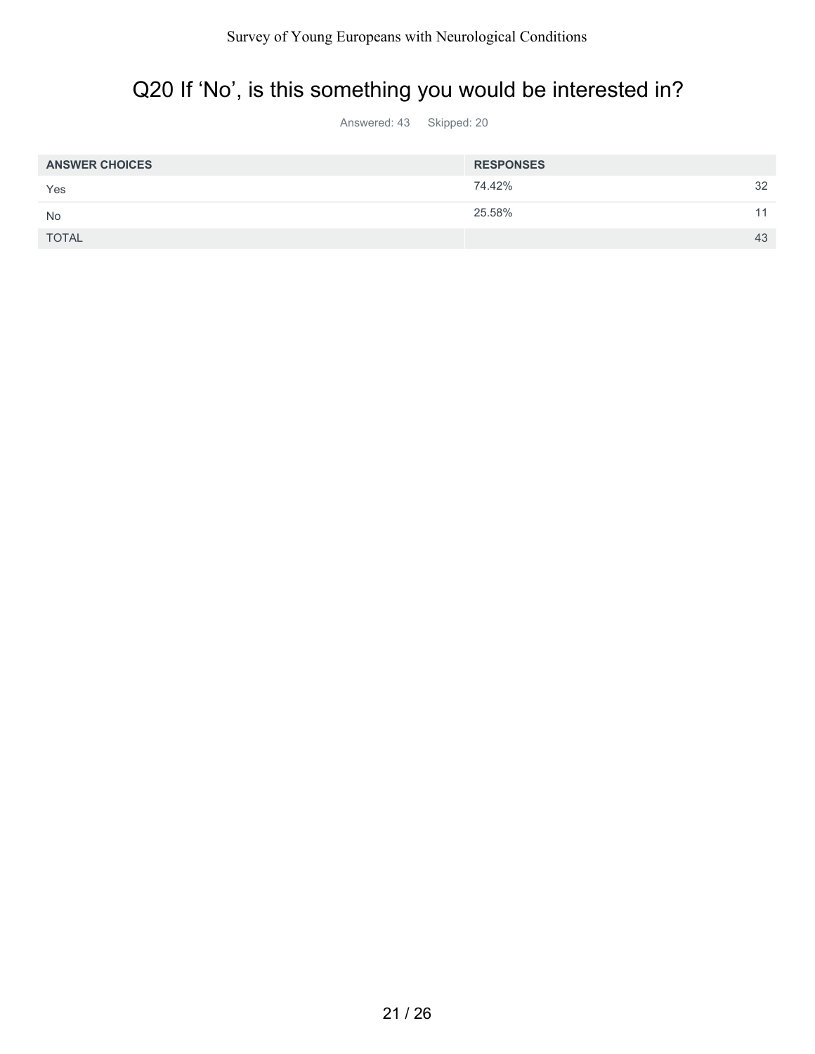# Q20 If ‘No’, is this something you would be interested in?

Answered: 43 Skipped: 20

| ANSWER CHOICES | RESPONSES | |
|---|---|---|
| Yes | 74.42% | 32 |
| No | 25.58% | 11 |
| TOTAL | | 43 |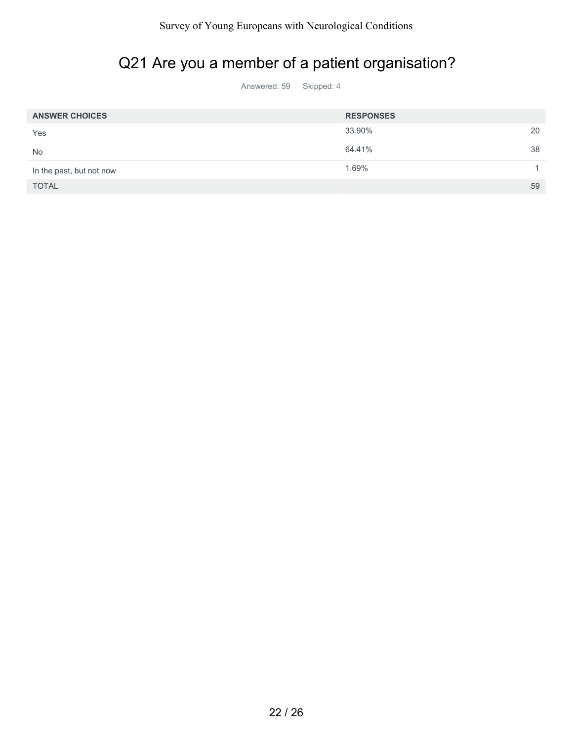# Q21 Are you a member of a patient organisation?

Answered: 59 Skipped: 4

| ANSWER CHOICES | RESPONSES | |
|---|---|---|
| Yes | 33.90% | 20 |
| No | 64.41% | 38 |
| In the past, but not now | 1.69% | 1 |
| TOTAL | | 59 |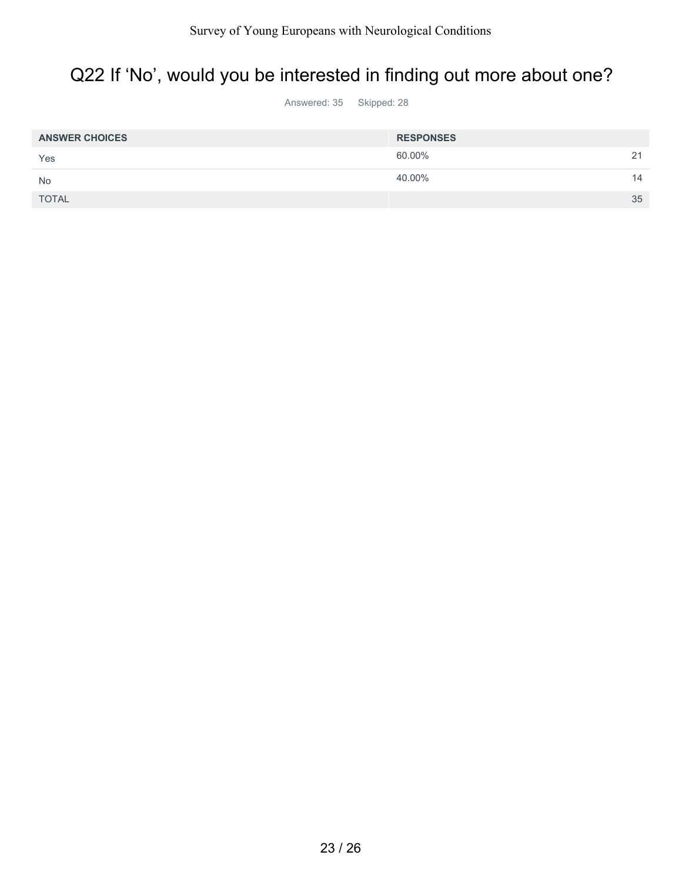# Q22 If ‘No’, would you be interested in finding out more about one?

Answered: 35 Skipped: 28

| ANSWER CHOICES | RESPONSES | |
|---|---|---|
| Yes | 60.00% | 21 |
| No | 40.00% | 14 |
| TOTAL | | 35 |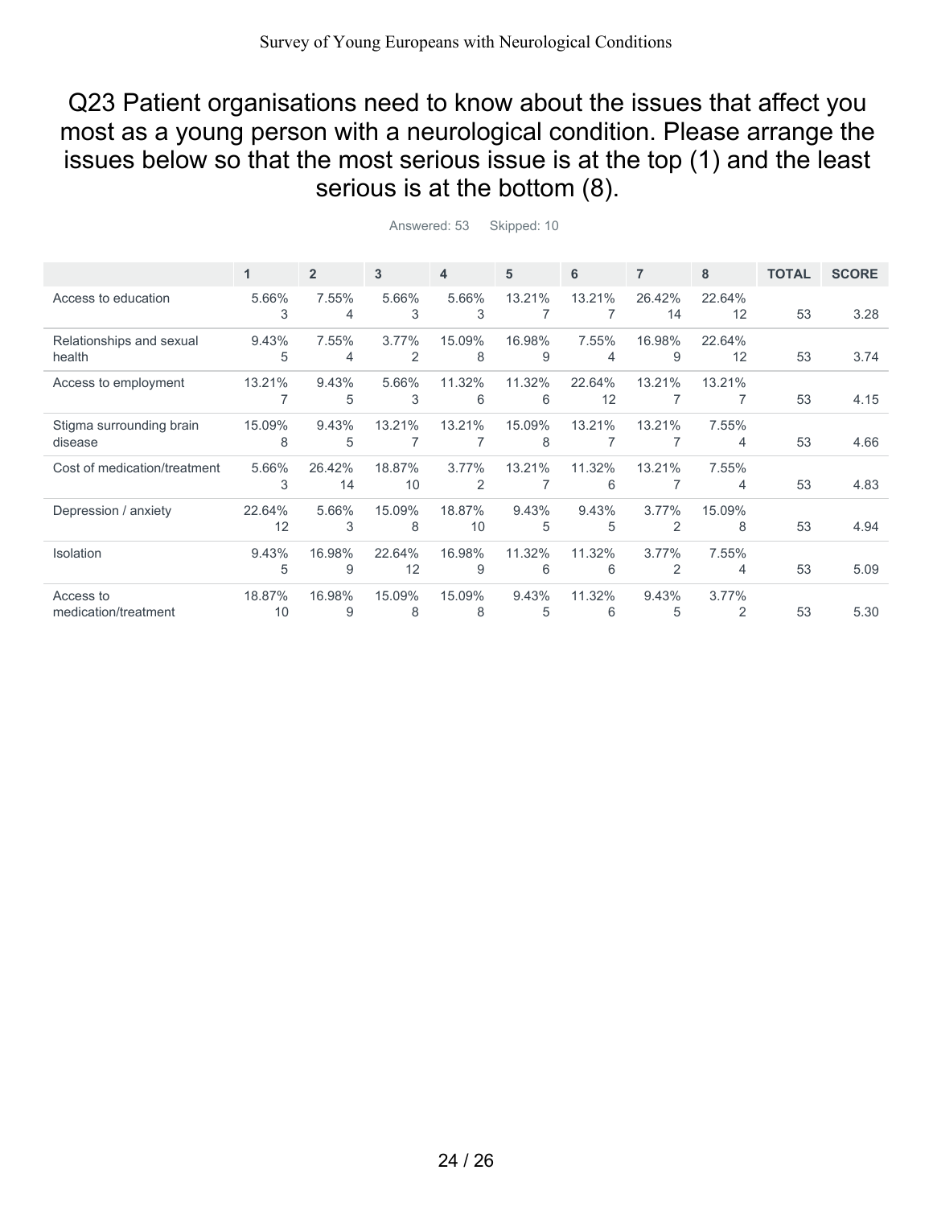# Q23 Patient organisations need to know about the issues that affect you most as a young person with a neurological condition. Please arrange the issues below so that the most serious issue is at the top (1) and the least serious is at the bottom (8).

Answered: 53 Skipped: 10

| | 1 | 2 | 3 | 4 | 5 | 6 | 7 | 8 | TOTAL | SCORE |
|---|---|---|---|---|---|---|---|---|---|---|
| Access to education | 5.66% 3 | 7.55% 4 | 5.66% 3 | 5.66% 3 | 13.21% 7 | 13.21% 7 | 26.42% 14 | 22.64% 12 | 53 | 3.28 |
| Relationships and sexual health | 9.43% 5 | 7.55% 4 | 3.77% 2 | 15.09% 8 | 16.98% 9 | 7.55% 4 | 16.98% 9 | 22.64% 12 | 53 | 3.74 |
| Access to employment | 13.21% 7 | 9.43% 5 | 5.66% 3 | 11.32% 6 | 11.32% 6 | 22.64% 12 | 13.21% 7 | 13.21% 7 | 53 | 4.15 |
| Stigma surrounding brain disease | 15.09% 8 | 9.43% 5 | 13.21% 7 | 13.21% 7 | 15.09% 8 | 13.21% 7 | 13.21% 7 | 7.55% 4 | 53 | 4.66 |
| Cost of medication/treatment | 5.66% 3 | 26.42% 14 | 18.87% 10 | 3.77% 2 | 13.21% 7 | 11.32% 6 | 13.21% 7 | 7.55% 4 | 53 | 4.83 |
| Depression / anxiety | 22.64% 12 | 5.66% 3 | 15.09% 8 | 18.87% 10 | 9.43% 5 | 9.43% 5 | 3.77% 2 | 15.09% 8 | 53 | 4.94 |
| Isolation | 9.43% 5 | 16.98% 9 | 22.64% 12 | 16.98% 9 | 11.32% 6 | 11.32% 6 | 3.77% 2 | 7.55% 4 | 53 | 5.09 |
| Access to medication/treatment | 18.87% 10 | 16.98% 9 | 15.09% 8 | 15.09% 8 | 9.43% 5 | 11.32% 6 | 9.43% 5 | 3.77% 2 | 53 | 5.30 |